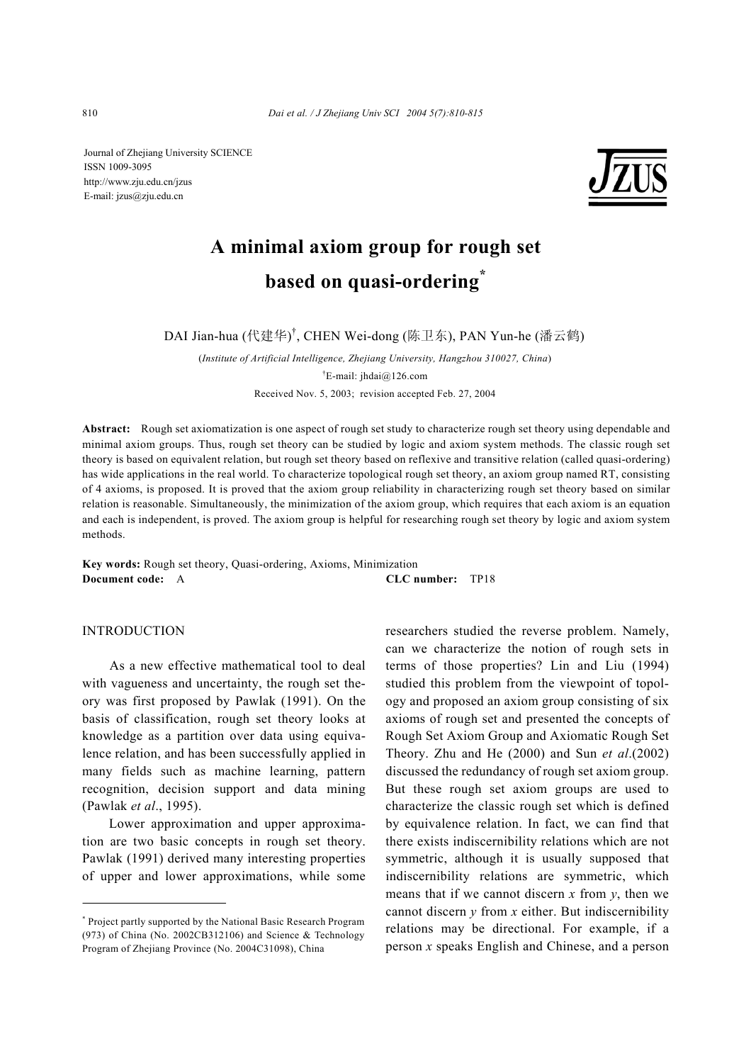Journal of Zhejiang University SCIENCE
ISSN 1009-3095
http://www.zju.edu.cn/jzus
E-mail: jzus@zju.edu.cn

# A minimal axiom group for rough set based on quasi-ordering[*]

DAI Jian-hua (代建华)[†], CHEN Wei-dong (陈卫东), PAN Yun-he (潘云鹤)

(*Institute of Artificial Intelligence, Zhejiang University, Hangzhou 310027, China*)

[†]E-mail: jhdai@126.com

Received Nov. 5, 2003; revision accepted Feb. 27, 2004

**Abstract:** Rough set axiomatization is one aspect of rough set study to characterize rough set theory using dependable and minimal axiom groups. Thus, rough set theory can be studied by logic and axiom system methods. The classic rough set theory is based on equivalent relation, but rough set theory based on reflexive and transitive relation (called quasi-ordering) has wide applications in the real world. To characterize topological rough set theory, an axiom group named RT, consisting of 4 axioms, is proposed. It is proved that the axiom group reliability in characterizing rough set theory based on similar relation is reasonable. Simultaneously, the minimization of the axiom group, which requires that each axiom is an equation and each is independent, is proved. The axiom group is helpful for researching rough set theory by logic and axiom system methods.

**Key words:** Rough set theory, Quasi-ordering, Axioms, Minimization

**Document code:** A **CLC number:** TP18

## INTRODUCTION

As a new effective mathematical tool to deal with vagueness and uncertainty, the rough set theory was first proposed by Pawlak (1991). On the basis of classification, rough set theory looks at knowledge as a partition over data using equivalence relation, and has been successfully applied in many fields such as machine learning, pattern recognition, decision support and data mining (Pawlak *et al*., 1995).

Lower approximation and upper approximation are two basic concepts in rough set theory. Pawlak (1991) derived many interesting properties of upper and lower approximations, while some researchers studied the reverse problem. Namely, can we characterize the notion of rough sets in terms of those properties? Lin and Liu (1994) studied this problem from the viewpoint of topology and proposed an axiom group consisting of six axioms of rough set and presented the concepts of Rough Set Axiom Group and Axiomatic Rough Set Theory. Zhu and He (2000) and Sun *et al*.(2002) discussed the redundancy of rough set axiom group. But these rough set axiom groups are used to characterize the classic rough set which is defined by equivalence relation. In fact, we can find that there exists indiscernibility relations which are not symmetric, although it is usually supposed that indiscernibility relations are symmetric, which means that if we cannot discern $x$ from $y$, then we cannot discern $y$ from $x$ either. But indiscernibility relations may be directional. For example, if a person $x$ speaks English and Chinese, and a person

---

[*] Project partly supported by the National Basic Research Program (973) of China (No. 2002CB312106) and Science & Technology Program of Zhejiang Province (No. 2004C31098), China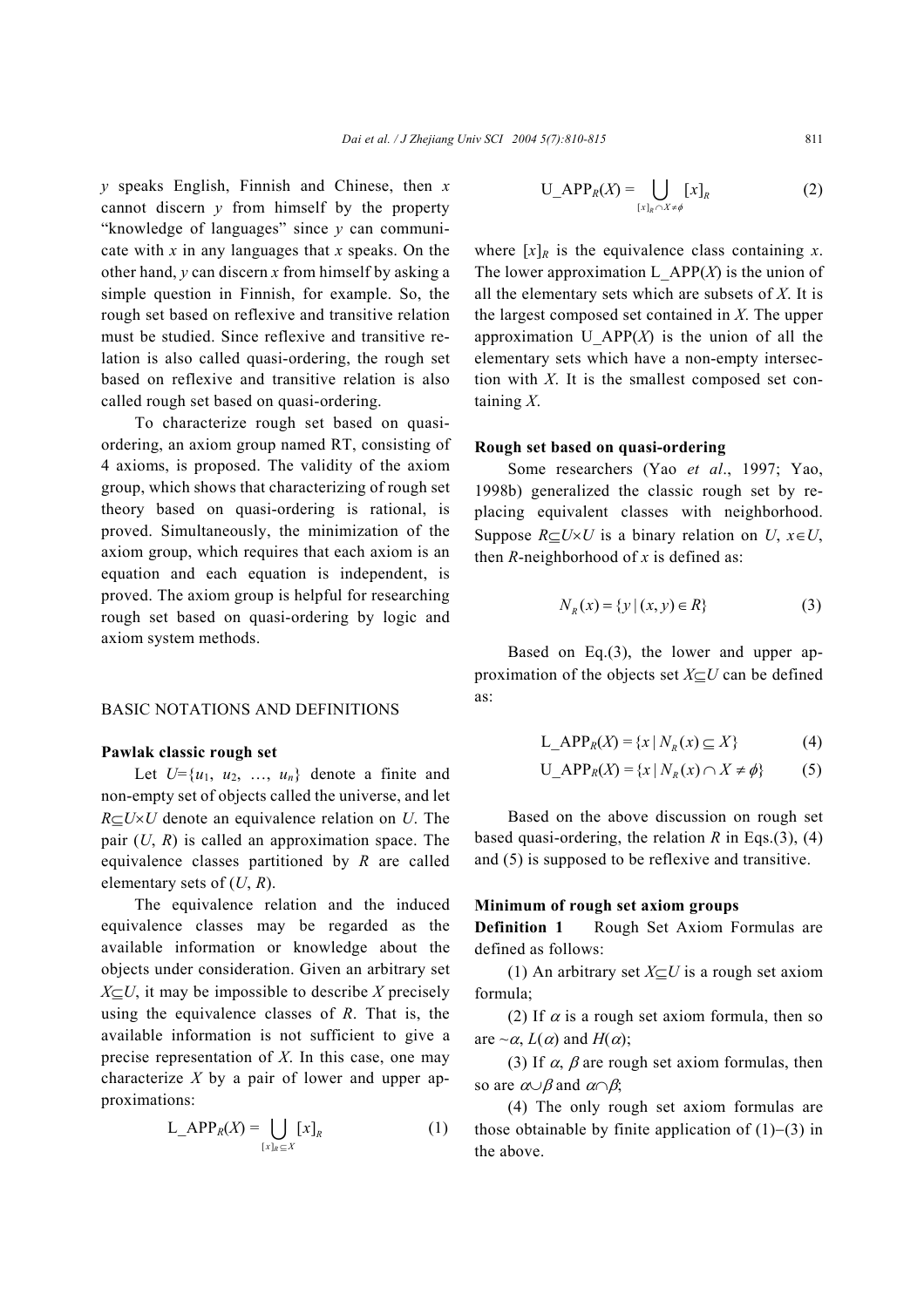*y* speaks English, Finnish and Chinese, then *x* cannot discern *y* from himself by the property "knowledge of languages" since *y* can communicate with *x* in any languages that *x* speaks. On the other hand, *y* can discern *x* from himself by asking a simple question in Finnish, for example. So, the rough set based on reflexive and transitive relation must be studied. Since reflexive and transitive relation is also called quasi-ordering, the rough set based on reflexive and transitive relation is also called rough set based on quasi-ordering.

To characterize rough set based on quasi-ordering, an axiom group named RT, consisting of 4 axioms, is proposed. The validity of the axiom group, which shows that characterizing of rough set theory based on quasi-ordering is rational, is proved. Simultaneously, the minimization of the axiom group, which requires that each axiom is an equation and each equation is independent, is proved. The axiom group is helpful for researching rough set based on quasi-ordering by logic and axiom system methods.

## BASIC NOTATIONS AND DEFINITIONS

### Pawlak classic rough set

Let $U=\{u_1, u_2, \ldots, u_n\}$ denote a finite and non-empty set of objects called the universe, and let $R\subseteq U\times U$ denote an equivalence relation on $U$. The pair $(U, R)$ is called an approximation space. The equivalence classes partitioned by $R$ are called elementary sets of $(U, R)$.

The equivalence relation and the induced equivalence classes may be regarded as the available information or knowledge about the objects under consideration. Given an arbitrary set $X\subseteq U$, it may be impossible to describe $X$ precisely using the equivalence classes of $R$. That is, the available information is not sufficient to give a precise representation of $X$. In this case, one may characterize $X$ by a pair of lower and upper approximations:

$$\text{L\_APP}_R(X) = \bigcup_{[x]_R\subseteq X} [x]_R \tag{1}$$

$$\text{U\_APP}_R(X) = \bigcup_{[x]_R\cap X\neq\phi} [x]_R \tag{2}$$

where $[x]_R$ is the equivalence class containing $x$. The lower approximation $\text{L\_APP}(X)$ is the union of all the elementary sets which are subsets of $X$. It is the largest composed set contained in $X$. The upper approximation $\text{U\_APP}(X)$ is the union of all the elementary sets which have a non-empty intersection with $X$. It is the smallest composed set containing $X$.

### Rough set based on quasi-ordering

Some researchers (Yao *et al*., 1997; Yao, 1998b) generalized the classic rough set by replacing equivalent classes with neighborhood. Suppose $R\subseteq U\times U$ is a binary relation on $U$, $x\in U$, then $R$-neighborhood of $x$ is defined as:

$$N_R(x) = \{y \mid (x, y)\in R\} \tag{3}$$

Based on Eq.(3), the lower and upper approximation of the objects set $X\subseteq U$ can be defined as:

$$\text{L\_APP}_R(X) = \{x \mid N_R(x)\subseteq X\} \tag{4}$$

$$\text{U\_APP}_R(X) = \{x \mid N_R(x)\cap X\neq\phi\} \tag{5}$$

Based on the above discussion on rough set based quasi-ordering, the relation $R$ in Eqs.(3), (4) and (5) is supposed to be reflexive and transitive.

### Minimum of rough set axiom groups

**Definition 1** Rough Set Axiom Formulas are defined as follows:

(1) An arbitrary set $X\subseteq U$ is a rough set axiom formula;

(2) If $\alpha$ is a rough set axiom formula, then so are $\sim\alpha$, $L(\alpha)$ and $H(\alpha)$;

(3) If $\alpha$, $\beta$ are rough set axiom formulas, then so are $\alpha\cup\beta$ and $\alpha\cap\beta$;

(4) The only rough set axiom formulas are those obtainable by finite application of (1)−(3) in the above.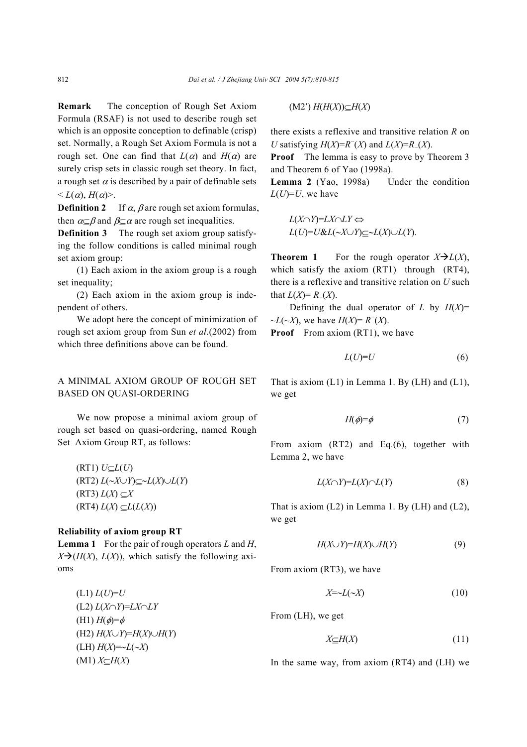**Remark** The conception of Rough Set Axiom Formula (RSAF) is not used to describe rough set which is an opposite conception to definable (crisp) set. Normally, a Rough Set Axiom Formula is not a rough set. One can find that $L(\alpha)$ and $H(\alpha)$ are surely crisp sets in classic rough set theory. In fact, a rough set $\alpha$ is described by a pair of definable sets $< L(\alpha), H(\alpha)>$.

**Definition 2** If $\alpha$, $\beta$ are rough set axiom formulas, then $\alpha\subseteq\beta$ and $\beta\subseteq\alpha$ are rough set inequalities.

**Definition 3** The rough set axiom group satisfying the follow conditions is called minimal rough set axiom group:

(1) Each axiom in the axiom group is a rough set inequality;

(2) Each axiom in the axiom group is independent of others.

We adopt here the concept of minimization of rough set axiom group from Sun *et al*.(2002) from which three definitions above can be found.

## A MINIMAL AXIOM GROUP OF ROUGH SET BASED ON QUASI-ORDERING

We now propose a minimal axiom group of rough set based on quasi-ordering, named Rough Set Axiom Group RT, as follows:

(RT1) $U\subseteq L(U)$

(RT2) $L(\sim X\cup Y)\subseteq \sim L(X)\cup L(Y)$

(RT3) $L(X)\subseteq X$

(RT4) $L(X)\subseteq L(L(X))$

### Reliability of axiom group RT

**Lemma 1** For the pair of rough operators $L$ and $H$, $X\rightarrow(H(X), L(X))$, which satisfy the following axioms

(L1) $L(U)=U$

(L2) $L(X\cap Y)=LX\cap LY$

(H1) $H(\phi)=\phi$

(H2) $H(X\cup Y)=H(X)\cup H(Y)$

(LH) $H(X)=\sim L(\sim X)$

(M1) $X\subseteq H(X)$

(M2′) $H(H(X))\subseteq H(X)$

there exists a reflexive and transitive relation $R$ on $U$ satisfying $H(X)=R^{-}(X)$ and $L(X)=R_{-}(X)$.

**Proof** The lemma is easy to prove by Theorem 3 and Theorem 6 of Yao (1998a).

**Lemma 2** (Yao, 1998a) Under the condition $L(U)=U$, we have

$$L(X\cap Y)=LX\cap LY \Leftrightarrow$$
$$L(U)=U \,\&\, L(\sim X\cup Y)\subseteq \sim L(X)\cup L(Y).$$

**Theorem 1** For the rough operator $X\rightarrow L(X)$, which satisfy the axiom (RT1) through (RT4), there is a reflexive and transitive relation on $U$ such that $L(X)=R_{-}(X)$.

Defining the dual operator of $L$ by $H(X)=\sim L(\sim X)$, we have $H(X)=R^{-}(X)$.

**Proof** From axiom (RT1), we have

$$L(U)=U \tag{6}$$

That is axiom (L1) in Lemma 1. By (LH) and (L1), we get

$$H(\phi)=\phi \tag{7}$$

From axiom (RT2) and Eq.(6), together with Lemma 2, we have

$$L(X\cap Y)=L(X)\cap L(Y) \tag{8}$$

That is axiom (L2) in Lemma 1. By (LH) and (L2), we get

$$H(X\cup Y)=H(X)\cup H(Y) \tag{9}$$

From axiom (RT3), we have

$$X=\sim L(\sim X) \tag{10}$$

From (LH), we get

$$X\subseteq H(X) \tag{11}$$

In the same way, from axiom (RT4) and (LH) we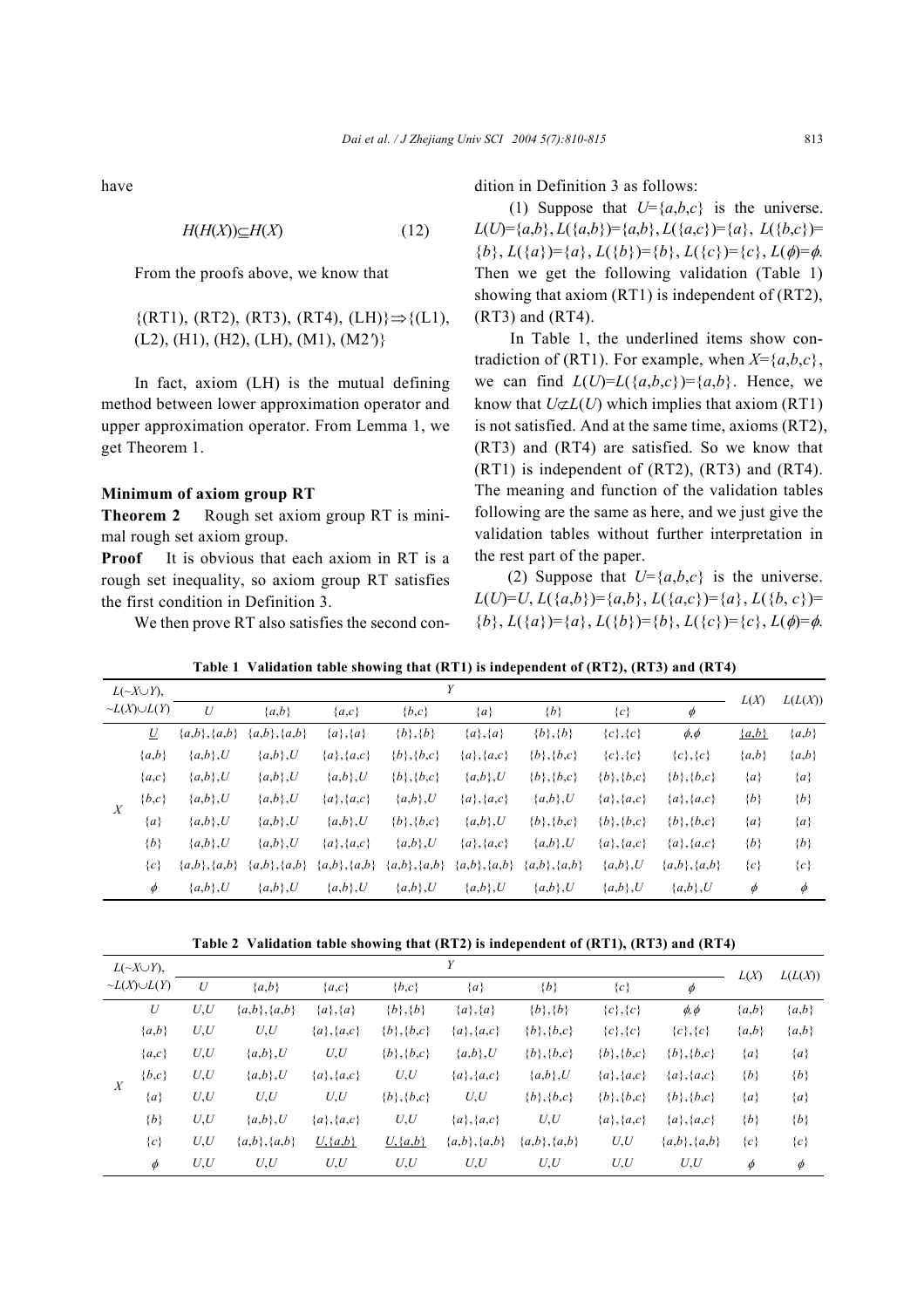have

$$H(H(X))\subseteq H(X) \tag{12}$$

From the proofs above, we know that

$$\{(RT1), (RT2), (RT3), (RT4), (LH)\}\Rightarrow\{(L1), (L2), (H1), (H2), (LH), (M1), (M2')\}$$

In fact, axiom (LH) is the mutual defining method between lower approximation operator and upper approximation operator. From Lemma 1, we get Theorem 1.

**Minimum of axiom group RT**

**Theorem 2** Rough set axiom group RT is minimal rough set axiom group.

**Proof** It is obvious that each axiom in RT is a rough set inequality, so axiom group RT satisfies the first condition in Definition 3.

We then prove RT also satisfies the second condition in Definition 3 as follows:

(1) Suppose that $U=\{a,b,c\}$ is the universe. $L(U)=\{a,b\}$, $L(\{a,b\})=\{a,b\}$, $L(\{a,c\})=\{a\}$, $L(\{b,c\})=\{b\}$, $L(\{a\})=\{a\}$, $L(\{b\})=\{b\}$, $L(\{c\})=\{c\}$, $L(\phi)=\phi$. Then we get the following validation (Table 1) showing that axiom (RT1) is independent of (RT2), (RT3) and (RT4).

In Table 1, the underlined items show contradiction of (RT1). For example, when $X=\{a,b,c\}$, we can find $L(U)=L(\{a,b,c\})=\{a,b\}$. Hence, we know that $U\not\subset L(U)$ which implies that axiom (RT1) is not satisfied. And at the same time, axioms (RT2), (RT3) and (RT4) are satisfied. So we know that (RT1) is independent of (RT2), (RT3) and (RT4). The meaning and function of the validation tables following are the same as here, and we just give the validation tables without further interpretation in the rest part of the paper.

(2) Suppose that $U=\{a,b,c\}$ is the universe. $L(U)=U$, $L(\{a,b\})=\{a,b\}$, $L(\{a,c\})=\{a\}$, $L(\{b,c\})=\{b\}$, $L(\{a\})=\{a\}$, $L(\{b\})=\{b\}$, $L(\{c\})=\{c\}$, $L(\phi)=\phi$.

**Table 1 Validation table showing that (RT1) is independent of (RT2), (RT3) and (RT4)**

| $L(\sim X\cup Y)$, $\sim L(X)\cup L(Y)$ | | Y: $U$ | $\{a,b\}$ | $\{a,c\}$ | $\{b,c\}$ | $\{a\}$ | $\{b\}$ | $\{c\}$ | $\phi$ | $L(X)$ | $L(L(X))$ |
|---|---|---|---|---|---|---|---|---|---|---|---|
| X | <u>$U$</u> | $\{a,b\},\{a,b\}$ | $\{a,b\},\{a,b\}$ | $\{a\},\{a\}$ | $\{b\},\{b\}$ | $\{a\},\{a\}$ | $\{b\},\{b\}$ | $\{c\},\{c\}$ | $\phi,\phi$ | <u>$\{a,b\}$</u> | $\{a,b\}$ |
| | $\{a,b\}$ | $\{a,b\},U$ | $\{a,b\},U$ | $\{a\},\{a,c\}$ | $\{b\},\{b,c\}$ | $\{a\},\{a,c\}$ | $\{b\},\{b,c\}$ | $\{c\},\{c\}$ | $\{c\},\{c\}$ | $\{a,b\}$ | $\{a,b\}$ |
| | $\{a,c\}$ | $\{a,b\},U$ | $\{a,b\},U$ | $\{a,b\},U$ | $\{b\},\{b,c\}$ | $\{a,b\},U$ | $\{b\},\{b,c\}$ | $\{b\},\{b,c\}$ | $\{b\},\{b,c\}$ | $\{a\}$ | $\{a\}$ |
| | $\{b,c\}$ | $\{a,b\},U$ | $\{a,b\},U$ | $\{a\},\{a,c\}$ | $\{a,b\},U$ | $\{a\},\{a,c\}$ | $\{a,b\},U$ | $\{a\},\{a,c\}$ | $\{a\},\{a,c\}$ | $\{b\}$ | $\{b\}$ |
| | $\{a\}$ | $\{a,b\},U$ | $\{a,b\},U$ | $\{a,b\},U$ | $\{b\},\{b,c\}$ | $\{a,b\},U$ | $\{b\},\{b,c\}$ | $\{b\},\{b,c\}$ | $\{b\},\{b,c\}$ | $\{a\}$ | $\{a\}$ |
| | $\{b\}$ | $\{a,b\},U$ | $\{a,b\},U$ | $\{a\},\{a,c\}$ | $\{a,b\},U$ | $\{a\},\{a,c\}$ | $\{a,b\},U$ | $\{a\},\{a,c\}$ | $\{a\},\{a,c\}$ | $\{b\}$ | $\{b\}$ |
| | $\{c\}$ | $\{a,b\},\{a,b\}$ | $\{a,b\},\{a,b\}$ | $\{a,b\},\{a,b\}$ | $\{a,b\},\{a,b\}$ | $\{a,b\},\{a,b\}$ | $\{a,b\},\{a,b\}$ | $\{a,b\},U$ | $\{a,b\},\{a,b\}$ | $\{c\}$ | $\{c\}$ |
| | $\phi$ | $\{a,b\},U$ | $\{a,b\},U$ | $\{a,b\},U$ | $\{a,b\},U$ | $\{a,b\},U$ | $\{a,b\},U$ | $\{a,b\},U$ | $\{a,b\},U$ | $\phi$ | $\phi$ |

**Table 2 Validation table showing that (RT2) is independent of (RT1), (RT3) and (RT4)**

| $L(\sim X\cup Y)$, $\sim L(X)\cup L(Y)$ | | Y: $U$ | $\{a,b\}$ | $\{a,c\}$ | $\{b,c\}$ | $\{a\}$ | $\{b\}$ | $\{c\}$ | $\phi$ | $L(X)$ | $L(L(X))$ |
|---|---|---|---|---|---|---|---|---|---|---|---|
| X | $U$ | $U,U$ | $\{a,b\},\{a,b\}$ | $\{a\},\{a\}$ | $\{b\},\{b\}$ | $\{a\},\{a\}$ | $\{b\},\{b\}$ | $\{c\},\{c\}$ | $\phi,\phi$ | $\{a,b\}$ | $\{a,b\}$ |
| | $\{a,b\}$ | $U,U$ | $U,U$ | $\{a\},\{a,c\}$ | $\{b\},\{b,c\}$ | $\{a\},\{a,c\}$ | $\{b\},\{b,c\}$ | $\{c\},\{c\}$ | $\{c\},\{c\}$ | $\{a,b\}$ | $\{a,b\}$ |
| | $\{a,c\}$ | $U,U$ | $\{a,b\},U$ | $U,U$ | $\{b\},\{b,c\}$ | $\{a,b\},U$ | $\{b\},\{b,c\}$ | $\{b\},\{b,c\}$ | $\{b\},\{b,c\}$ | $\{a\}$ | $\{a\}$ |
| | $\{b,c\}$ | $U,U$ | $\{a,b\},U$ | $\{a\},\{a,c\}$ | $U,U$ | $\{a\},\{a,c\}$ | $\{a,b\},U$ | $\{a\},\{a,c\}$ | $\{a\},\{a,c\}$ | $\{b\}$ | $\{b\}$ |
| | $\{a\}$ | $U,U$ | $U,U$ | $U,U$ | $\{b\},\{b,c\}$ | $U,U$ | $\{b\},\{b,c\}$ | $\{b\},\{b,c\}$ | $\{b\},\{b,c\}$ | $\{a\}$ | $\{a\}$ |
| | $\{b\}$ | $U,U$ | $\{a,b\},U$ | $\{a\},\{a,c\}$ | $U,U$ | $\{a\},\{a,c\}$ | $U,U$ | $\{a\},\{a,c\}$ | $\{a\},\{a,c\}$ | $\{b\}$ | $\{b\}$ |
| | $\{c\}$ | $U,U$ | $\{a,b\},\{a,b\}$ | <u>$U,\{a,b\}$</u> | <u>$U,\{a,b\}$</u> | $\{a,b\},\{a,b\}$ | $\{a,b\},\{a,b\}$ | $U,U$ | $\{a,b\},\{a,b\}$ | $\{c\}$ | $\{c\}$ |
| | $\phi$ | $U,U$ | $U,U$ | $U,U$ | $U,U$ | $U,U$ | $U,U$ | $U,U$ | $U,U$ | $\phi$ | $\phi$ |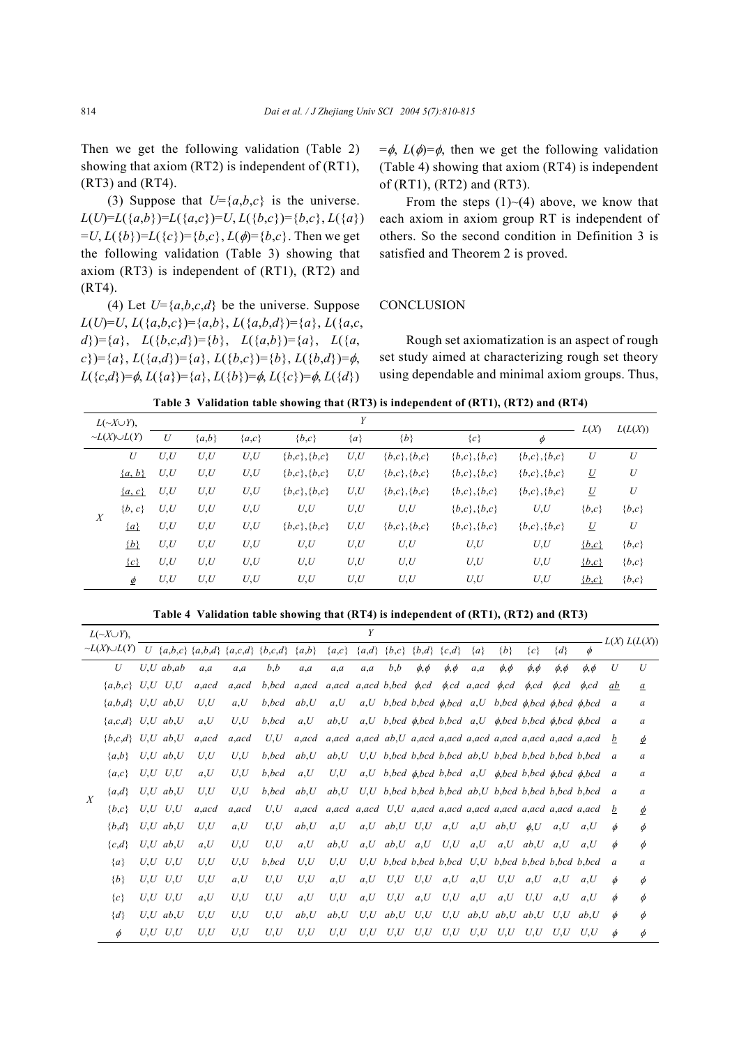Then we get the following validation (Table 2) showing that axiom (RT2) is independent of (RT1), (RT3) and (RT4).

(3) Suppose that $U=\{a,b,c\}$ is the universe. $L(U)=L(\{a,b\})=L(\{a,c\})=U$, $L(\{b,c\})=\{b,c\}$, $L(\{a\})=U$, $L(\{b\})=L(\{c\})=\{b,c\}$, $L(\phi)=\{b,c\}$. Then we get the following validation (Table 3) showing that axiom (RT3) is independent of (RT1), (RT2) and (RT4).

(4) Let $U=\{a,b,c,d\}$ be the universe. Suppose $L(U)=U$, $L(\{a,b,c\})=\{a,b\}$, $L(\{a,b,d\})=\{a\}$, $L(\{a,c,d\})=\{a\}$, $L(\{b,c,d\})=\{b\}$, $L(\{a,b\})=\{a\}$, $L(\{a,c\})=\{a\}$, $L(\{a,d\})=\{a\}$, $L(\{b,c\})=\{b\}$, $L(\{b,d\})=\phi$, $L(\{c,d\})=\phi$, $L(\{a\})=\{a\}$, $L(\{b\})=\phi$, $L(\{c\})=\phi$, $L(\{d\})=\phi$, $L(\phi)=\phi$, then we get the following validation (Table 4) showing that axiom (RT4) is independent of (RT1), (RT2) and (RT3).

From the steps (1)~(4) above, we know that each axiom in axiom group RT is independent of others. So the second condition in Definition 3 is satisfied and Theorem 2 is proved.

## CONCLUSION

Rough set axiomatization is an aspect of rough set study aimed at characterizing rough set theory using dependable and minimal axiom groups. Thus,

**Table 3 Validation table showing that (RT3) is independent of (RT1), (RT2) and (RT4)**

| $L(\sim X\cup Y)$, $\sim L(X)\cup L(Y)$ | Y: $U$ | $\{a,b\}$ | $\{a,c\}$ | $\{b,c\}$ | $\{a\}$ | $\{b\}$ | $\{c\}$ | $\phi$ | $L(X)$ | $L(L(X))$ |
|---|---|---|---|---|---|---|---|---|---|---|
| X: $U$ | U,U | U,U | U,U | {b,c},{b,c} | U,U | {b,c},{b,c} | {b,c},{b,c} | {b,c},{b,c} | U | U |
| $\underline{\{a,b\}}$ | U,U | U,U | U,U | {b,c},{b,c} | U,U | {b,c},{b,c} | {b,c},{b,c} | {b,c},{b,c} | $\underline{U}$ | U |
| $\underline{\{a,c\}}$ | U,U | U,U | U,U | {b,c},{b,c} | U,U | {b,c},{b,c} | {b,c},{b,c} | {b,c},{b,c} | $\underline{U}$ | U |
| $\{b,c\}$ | U,U | U,U | U,U | U,U | U,U | U,U | {b,c},{b,c} | U,U | {b,c} | {b,c} |
| $\underline{\{a\}}$ | U,U | U,U | U,U | {b,c},{b,c} | U,U | {b,c},{b,c} | {b,c},{b,c} | {b,c},{b,c} | $\underline{U}$ | U |
| $\underline{\{b\}}$ | U,U | U,U | U,U | U,U | U,U | U,U | U,U | U,U | $\underline{\{b,c\}}$ | {b,c} |
| $\underline{\{c\}}$ | U,U | U,U | U,U | U,U | U,U | U,U | U,U | U,U | $\underline{\{b,c\}}$ | {b,c} |
| $\underline{\phi}$ | U,U | U,U | U,U | U,U | U,U | U,U | U,U | U,U | $\underline{\{b,c\}}$ | {b,c} |

**Table 4 Validation table showing that (RT4) is independent of (RT1), (RT2) and (RT3)**

| $L(\sim X\cup Y)$, $\sim L(X)\cup L(Y)$ | Y: $U$ | $\{a,b,c\}$ | $\{a,b,d\}$ | $\{a,c,d\}$ | $\{b,c,d\}$ | $\{a,b\}$ | $\{a,c\}$ | $\{a,d\}$ | $\{b,c\}$ | $\{b,d\}$ | $\{c,d\}$ | $\{a\}$ | $\{b\}$ | $\{c\}$ | $\{d\}$ | $\phi$ | $L(X)$ | $L(L(X))$ |
|---|---|---|---|---|---|---|---|---|---|---|---|---|---|---|---|---|---|---|
| X: $U$ | U,U | ab,ab | a,a | a,a | b,b | a,a | a,a | a,a | b,b | ϕ,ϕ | ϕ,ϕ | a,a | ϕ,ϕ | ϕ,ϕ | ϕ,ϕ | ϕ,ϕ | U | U |
| $\{a,b,c\}$ | U,U | U,U | a,acd | a,acd | b,bcd | a,acd | a,acd | a,acd | b,bcd | ϕ,cd | ϕ,cd | a,acd | ϕ,cd | ϕ,cd | ϕ,cd | ϕ,cd | $\underline{ab}$ | $\underline{a}$ |
| $\{a,b,d\}$ | U,U | ab,U | U,U | a,U | b,bcd | ab,U | a,U | a,U | b,bcd | b,bcd | ϕ,bcd | a,U | b,bcd | ϕ,bcd | ϕ,bcd | ϕ,bcd | a | a |
| $\{a,c,d\}$ | U,U | ab,U | a,U | U,U | b,bcd | a,U | ab,U | a,U | b,bcd | ϕ,bcd | b,bcd | a,U | ϕ,bcd | b,bcd | ϕ,bcd | ϕ,bcd | a | a |
| $\{b,c,d\}$ | U,U | ab,U | a,acd | a,acd | U,U | a,acd | a,acd | a,acd | ab,U | a,acd | a,acd | a,acd | a,acd | a,acd | a,acd | a,acd | $\underline{b}$ | $\underline{\phi}$ |
| $\{a,b\}$ | U,U | ab,U | U,U | U,U | b,bcd | ab,U | ab,U | U,U | b,bcd | b,bcd | b,bcd | ab,U | b,bcd | b,bcd | b,bcd | b,bcd | a | a |
| $\{a,c\}$ | U,U | U,U | a,U | U,U | b,bcd | a,U | U,U | a,U | b,bcd | ϕ,bcd | b,bcd | a,U | ϕ,bcd | b,bcd | ϕ,bcd | ϕ,bcd | a | a |
| $\{a,d\}$ | U,U | ab,U | U,U | U,U | b,bcd | ab,U | ab,U | U,U | b,bcd | b,bcd | b,bcd | ab,U | b,bcd | b,bcd | b,bcd | b,bcd | a | a |
| $\{b,c\}$ | U,U | U,U | a,acd | a,acd | U,U | a,acd | a,acd | a,acd | U,U | a,acd | a,acd | a,acd | a,acd | a,acd | a,acd | a,acd | $\underline{b}$ | $\underline{\phi}$ |
| $\{b,d\}$ | U,U | ab,U | U,U | a,U | U,U | ab,U | a,U | a,U | ab,U | U,U | a,U | a,U | ab,U | ϕ,U | a,U | a,U | ϕ | ϕ |
| $\{c,d\}$ | U,U | ab,U | a,U | U,U | U,U | a,U | ab,U | a,U | ab,U | a,U | U,U | a,U | a,U | ab,U | a,U | a,U | ϕ | ϕ |
| $\{a\}$ | U,U | U,U | U,U | U,U | b,bcd | U,U | U,U | U,U | b,bcd | b,bcd | b,bcd | U,U | b,bcd | b,bcd | b,bcd | b,bcd | a | a |
| $\{b\}$ | U,U | U,U | U,U | a,U | U,U | U,U | a,U | a,U | U,U | U,U | a,U | a,U | U,U | a,U | a,U | a,U | ϕ | ϕ |
| $\{c\}$ | U,U | U,U | a,U | U,U | U,U | a,U | U,U | a,U | U,U | a,U | U,U | a,U | a,U | U,U | a,U | a,U | ϕ | ϕ |
| $\{d\}$ | U,U | ab,U | U,U | U,U | U,U | ab,U | ab,U | U,U | ab,U | U,U | U,U | ab,U | ab,U | ab,U | U,U | ab,U | ϕ | ϕ |
| $\phi$ | U,U | U,U | U,U | U,U | U,U | U,U | U,U | U,U | U,U | U,U | U,U | U,U | U,U | U,U | U,U | U,U | ϕ | ϕ |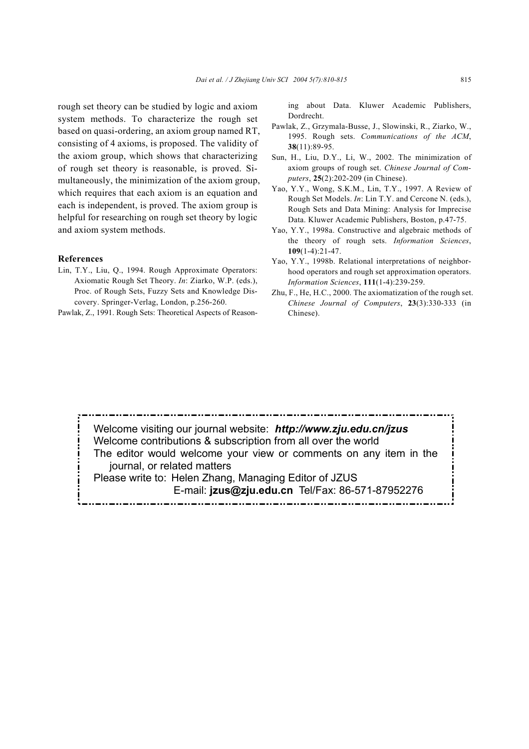rough set theory can be studied by logic and axiom system methods. To characterize the rough set based on quasi-ordering, an axiom group named RT, consisting of 4 axioms, is proposed. The validity of the axiom group, which shows that characterizing of rough set theory is reasonable, is proved. Simultaneously, the minimization of the axiom group, which requires that each axiom is an equation and each is independent, is proved. The axiom group is helpful for researching on rough set theory by logic and axiom system methods.

**References**

Lin, T.Y., Liu, Q., 1994. Rough Approximate Operators: Axiomatic Rough Set Theory. *In*: Ziarko, W.P. (eds.), Proc. of Rough Sets, Fuzzy Sets and Knowledge Discovery. Springer-Verlag, London, p.256-260.

Pawlak, Z., 1991. Rough Sets: Theoretical Aspects of Reasoning about Data. Kluwer Academic Publishers, Dordrecht.

Pawlak, Z., Grzymala-Busse, J., Slowinski, R., Ziarko, W., 1995. Rough sets. *Communications of the ACM*, **38**(11):89-95.

Sun, H., Liu, D.Y., Li, W., 2002. The minimization of axiom groups of rough set. *Chinese Journal of Computers*, **25**(2):202-209 (in Chinese).

Yao, Y.Y., Wong, S.K.M., Lin, T.Y., 1997. A Review of Rough Set Models. *In*: Lin T.Y. and Cercone N. (eds.), Rough Sets and Data Mining: Analysis for Imprecise Data. Kluwer Academic Publishers, Boston, p.47-75.

Yao, Y.Y., 1998a. Constructive and algebraic methods of the theory of rough sets. *Information Sciences*, **109**(1-4):21-47.

Yao, Y.Y., 1998b. Relational interpretations of neighborhood operators and rough set approximation operators. *Information Sciences*, **111**(1-4):239-259.

Zhu, F., He, H.C., 2000. The axiomatization of the rough set. *Chinese Journal of Computers*, **23**(3):330-333 (in Chinese).

Welcome visiting our journal website: ***http://www.zju.edu.cn/jzus***
Welcome contributions & subscription from all over the world
The editor would welcome your view or comments on any item in the journal, or related matters
Please write to: Helen Zhang, Managing Editor of JZUS
E-mail: **jzus@zju.edu.cn** Tel/Fax: 86-571-87952276